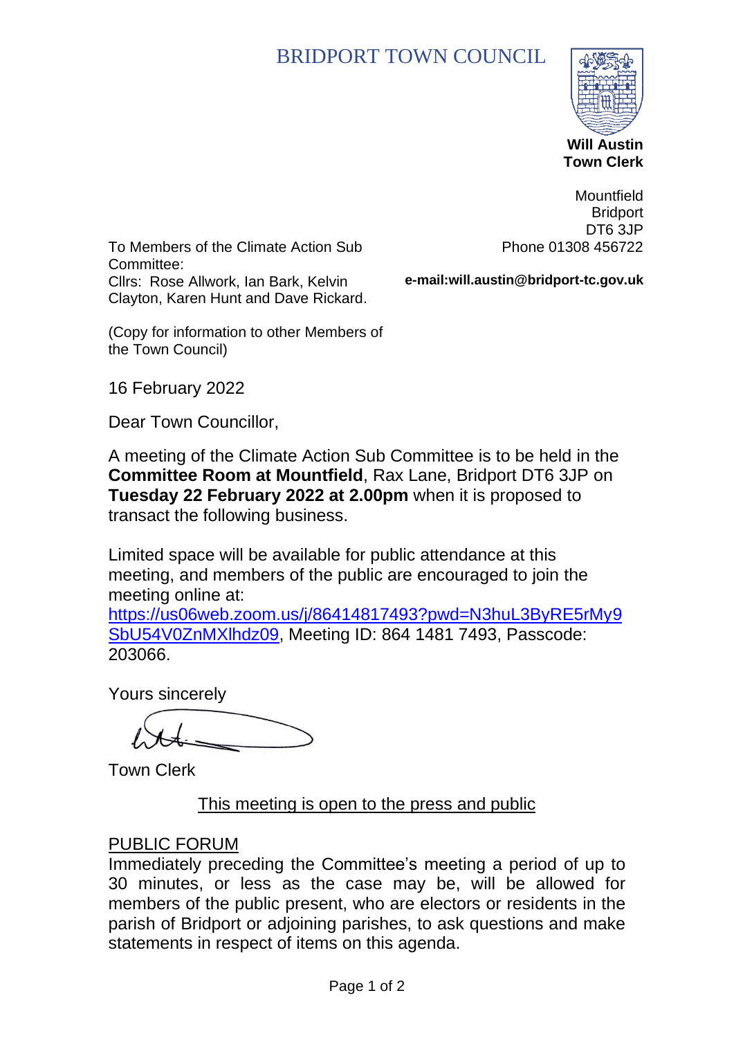# BRIDPORT TOWN COUNCIL

**Will Austin**
**Town Clerk**

Mountfield
Bridport
DT6 3JP
Phone 01308 456722

**e-mail:will.austin@bridport-tc.gov.uk**

To Members of the Climate Action Sub Committee:
Cllrs: Rose Allwork, Ian Bark, Kelvin Clayton, Karen Hunt and Dave Rickard.

(Copy for information to other Members of the Town Council)

16 February 2022

Dear Town Councillor,

A meeting of the Climate Action Sub Committee is to be held in the **Committee Room at Mountfield**, Rax Lane, Bridport DT6 3JP on **Tuesday 22 February 2022 at 2.00pm** when it is proposed to transact the following business.

Limited space will be available for public attendance at this meeting, and members of the public are encouraged to join the meeting online at: https://us06web.zoom.us/j/86414817493?pwd=N3huL3ByRE5rMy9SbU54V0ZnMXlhdz09, Meeting ID: 864 1481 7493, Passcode: 203066.

Yours sincerely

Town Clerk

This meeting is open to the press and public

## PUBLIC FORUM

Immediately preceding the Committee's meeting a period of up to 30 minutes, or less as the case may be, will be allowed for members of the public present, who are electors or residents in the parish of Bridport or adjoining parishes, to ask questions and make statements in respect of items on this agenda.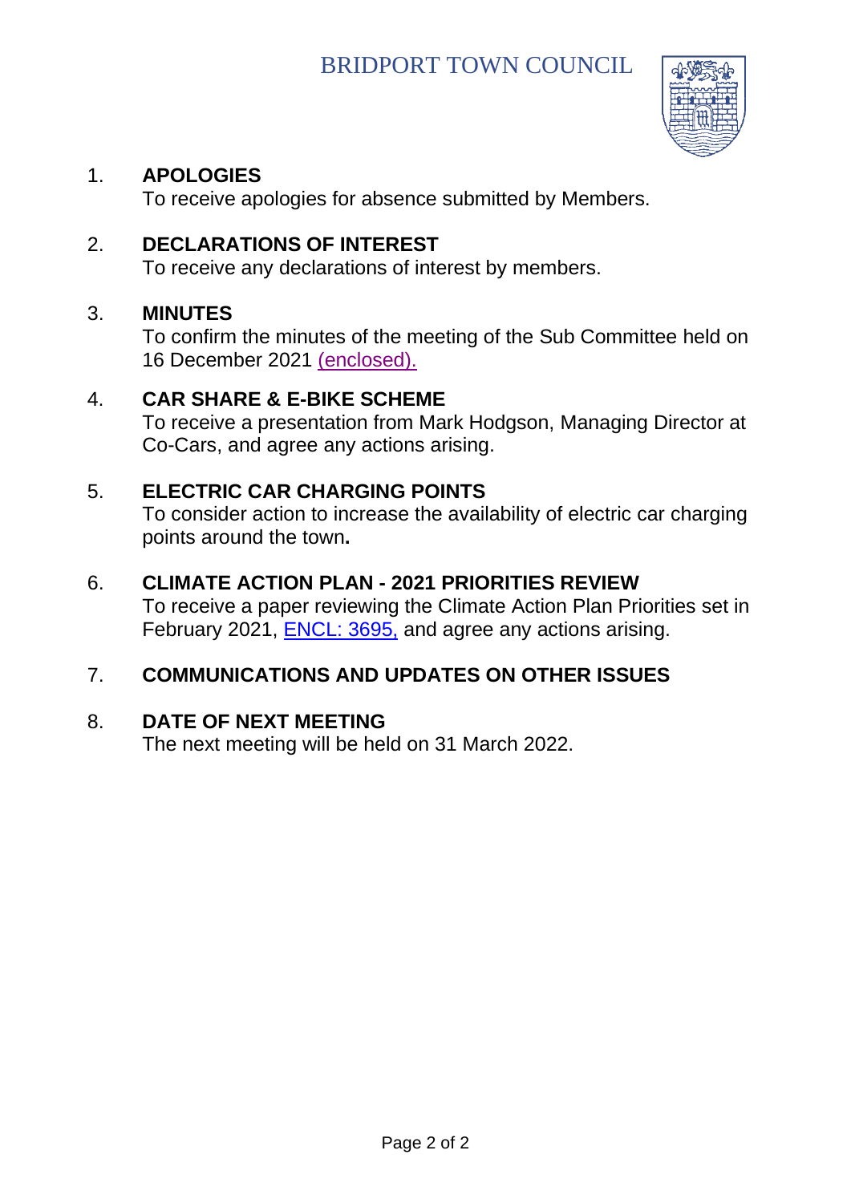BRIDPORT TOWN COUNCIL

1. **APOLOGIES**
   To receive apologies for absence submitted by Members.

2. **DECLARATIONS OF INTEREST**
   To receive any declarations of interest by members.

3. **MINUTES**
   To confirm the minutes of the meeting of the Sub Committee held on 16 December 2021 (enclosed).

4. **CAR SHARE & E-BIKE SCHEME**
   To receive a presentation from Mark Hodgson, Managing Director at Co-Cars, and agree any actions arising.

5. **ELECTRIC CAR CHARGING POINTS**
   To consider action to increase the availability of electric car charging points around the town**.**

6. **CLIMATE ACTION PLAN - 2021 PRIORITIES REVIEW**
   To receive a paper reviewing the Climate Action Plan Priorities set in February 2021, ENCL: 3695, and agree any actions arising.

7. **COMMUNICATIONS AND UPDATES ON OTHER ISSUES**

8. **DATE OF NEXT MEETING**
   The next meeting will be held on 31 March 2022.